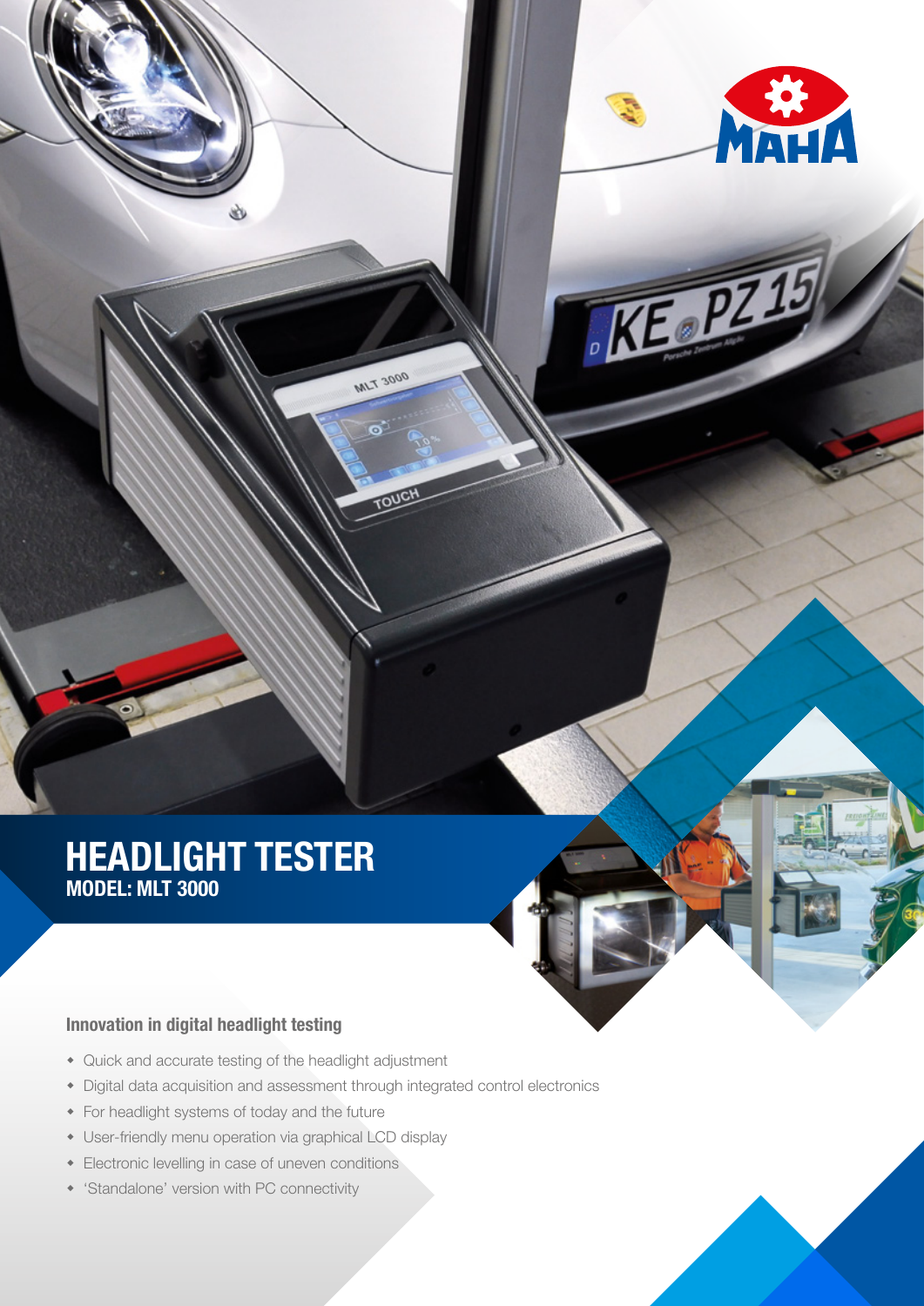# HEADLIGHT TESTER

## MODEL: MLT 3000

### Innovation in digital headlight testing

- Quick and accurate testing of the headlight adjustment
- Digital data acquisition and assessment through integrated control electronics
- For headlight systems of today and the future
- User-friendly menu operation via graphical LCD display
- Electronic levelling in case of uneven conditions
- 'Standalone' version with PC connectivity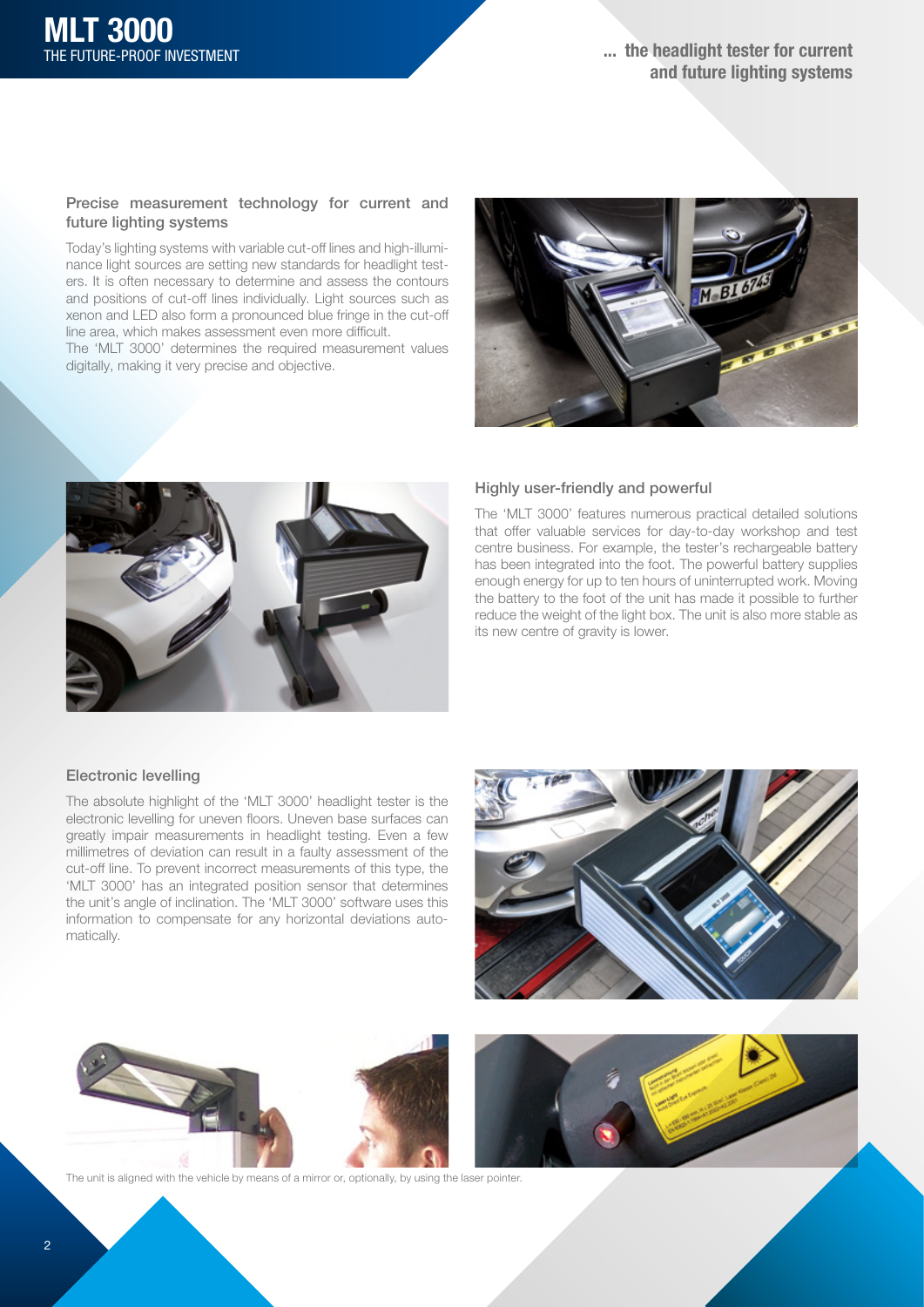# MLT 3000

THE FUTURE-PROOF INVESTMENT

**... the headlight tester for current and future lighting systems**

### Precise measurement technology for current and future lighting systems

Today's lighting systems with variable cut-off lines and high-illuminance light sources are setting new standards for headlight testers. It is often necessary to determine and assess the contours and positions of cut-off lines individually. Light sources such as xenon and LED also form a pronounced blue fringe in the cut-off line area, which makes assessment even more difficult.
The 'MLT 3000' determines the required measurement values digitally, making it very precise and objective.

### Highly user-friendly and powerful

The 'MLT 3000' features numerous practical detailed solutions that offer valuable services for day-to-day workshop and test centre business. For example, the tester's rechargeable battery has been integrated into the foot. The powerful battery supplies enough energy for up to ten hours of uninterrupted work. Moving the battery to the foot of the unit has made it possible to further reduce the weight of the light box. The unit is also more stable as its new centre of gravity is lower.

### Electronic levelling

The absolute highlight of the 'MLT 3000' headlight tester is the electronic levelling for uneven floors. Uneven base surfaces can greatly impair measurements in headlight testing. Even a few millimetres of deviation can result in a faulty assessment of the cut-off line. To prevent incorrect measurements of this type, the 'MLT 3000' has an integrated position sensor that determines the unit's angle of inclination. The 'MLT 3000' software uses this information to compensate for any horizontal deviations automatically.

The unit is aligned with the vehicle by means of a mirror or, optionally, by using the laser pointer.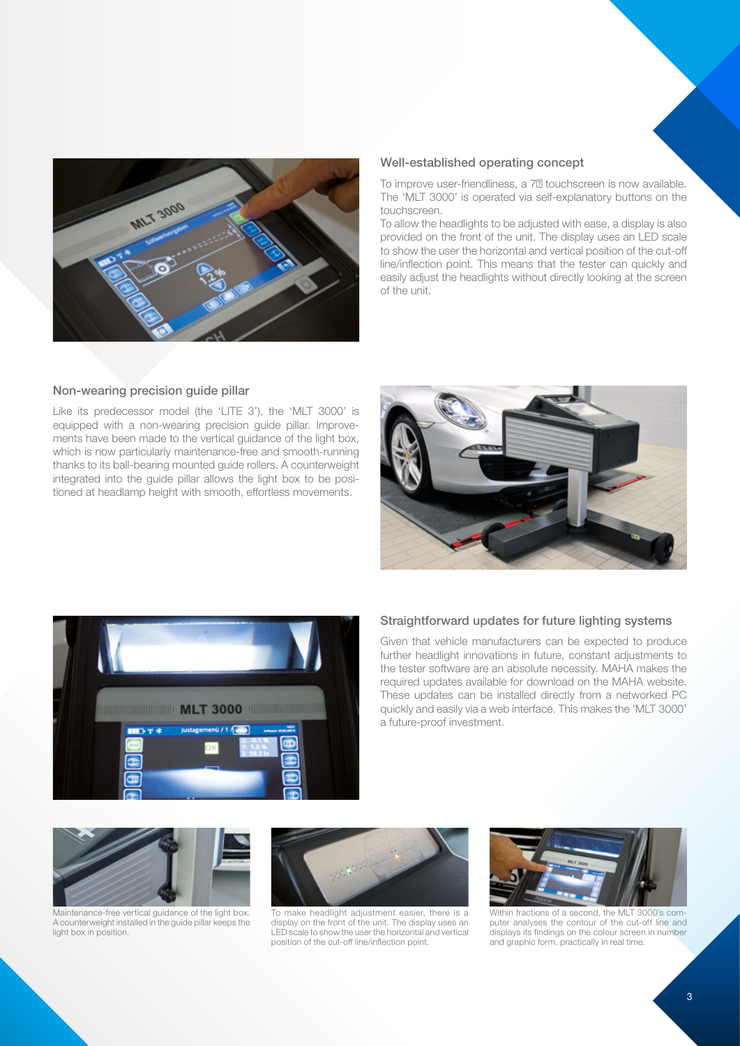### Well-established operating concept

To improve user-friendliness, a 7 touchscreen is now available. The 'MLT 3000' is operated via self-explanatory buttons on the touchscreen.

To allow the headlights to be adjusted with ease, a display is also provided on the front of the unit. The display uses an LED scale to show the user the horizontal and vertical position of the cut-off line/inflection point. This means that the tester can quickly and easily adjust the headlights without directly looking at the screen of the unit.

### Non-wearing precision guide pillar

Like its predecessor model (the 'LITE 3'), the 'MLT 3000' is equipped with a non-wearing precision guide pillar. Improvements have been made to the vertical guidance of the light box, which is now particularly maintenance-free and smooth-running thanks to its ball-bearing mounted guide rollers. A counterweight integrated into the guide pillar allows the light box to be positioned at headlamp height with smooth, effortless movements.

### Straightforward updates for future lighting systems

Given that vehicle manufacturers can be expected to produce further headlight innovations in future, constant adjustments to the tester software are an absolute necessity. MAHA makes the required updates available for download on the MAHA website. These updates can be installed directly from a networked PC quickly and easily via a web interface. This makes the 'MLT 3000' a future-proof investment.

Maintenance-free vertical guidance of the light box. A counterweight installed in the guide pillar keeps the light box in position.

To make headlight adjustment easier, there is a display on the front of the unit. The display uses an LED scale to show the user the horizontal and vertical position of the cut-off line/inflection point.

Within fractions of a second, the MLT 3000's computer analyses the contour of the cut-off line and displays its findings on the colour screen in number and graphic form, practically in real time.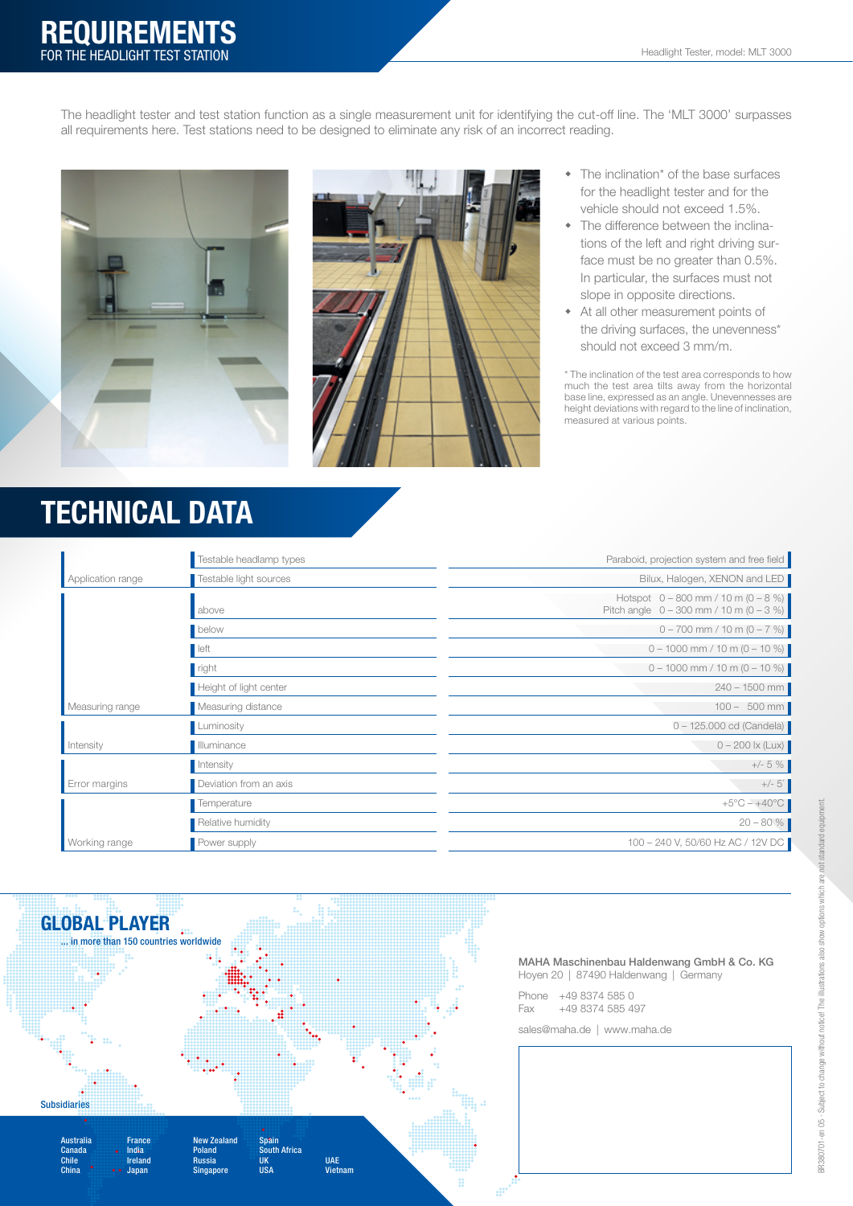# REQUIREMENTS
FOR THE HEADLIGHT TEST STATION

The headlight tester and test station function as a single measurement unit for identifying the cut-off line. The 'MLT 3000' surpasses all requirements here. Test stations need to be designed to eliminate any risk of an incorrect reading.

- The inclination* of the base surfaces for the headlight tester and for the vehicle should not exceed 1.5%.
- The difference between the inclinations of the left and right driving surface must be no greater than 0.5%. In particular, the surfaces must not slope in opposite directions.
- At all other measurement points of the driving surfaces, the unevenness* should not exceed 3 mm/m.

\* The inclination of the test area corresponds to how much the test area tilts away from the horizontal base line, expressed as an angle. Unevennesses are height deviations with regard to the line of inclination, measured at various points.

# TECHNICAL DATA

| | | |
|---|---|---|
| Application range | Testable headlamp types | Paraboid, projection system and free field |
| | Testable light sources | Bilux, Halogen, XENON and LED |
| Measuring range | above | Hotspot 0 – 800 mm / 10 m (0 – 8 %)<br>Pitch angle 0 – 300 mm / 10 m (0 – 3 %) |
| | below | 0 – 700 mm / 10 m (0 – 7 %) |
| | left | 0 – 1000 mm / 10 m (0 – 10 %) |
| | right | 0 – 1000 mm / 10 m (0 – 10 %) |
| | Height of light center | 240 – 1500 mm |
| | Measuring distance | 100 – 500 mm |
| Intensity | Luminosity | 0 – 125.000 cd (Candela) |
| | Illuminance | 0 – 200 lx (Lux) |
| Error margins | Intensity | +/- 5 % |
| | Deviation from an axis | +/- 5´ |
| Working range | Temperature | +5°C – +40°C |
| | Relative humidity | 20 – 80 % |
| | Power supply | 100 – 240 V, 50/60 Hz AC / 12V DC |

## GLOBAL PLAYER
... in more than 150 countries worldwide

Subsidiaries

Australia, Canada, Chile, China, France, India, Ireland, Japan, New Zealand, Poland, Russia, Singapore, Spain, South Africa, UK, USA, UAE, Vietnam

**MAHA Maschinenbau Haldenwang GmbH & Co. KG**
Hoyen 20 | 87490 Haldenwang | Germany

Phone +49 8374 585 0
Fax +49 8374 585 497

sales@maha.de | www.maha.de

BR360701-en 05 · Subject to change without notice! The illustrations also show options which are not standard equipment.